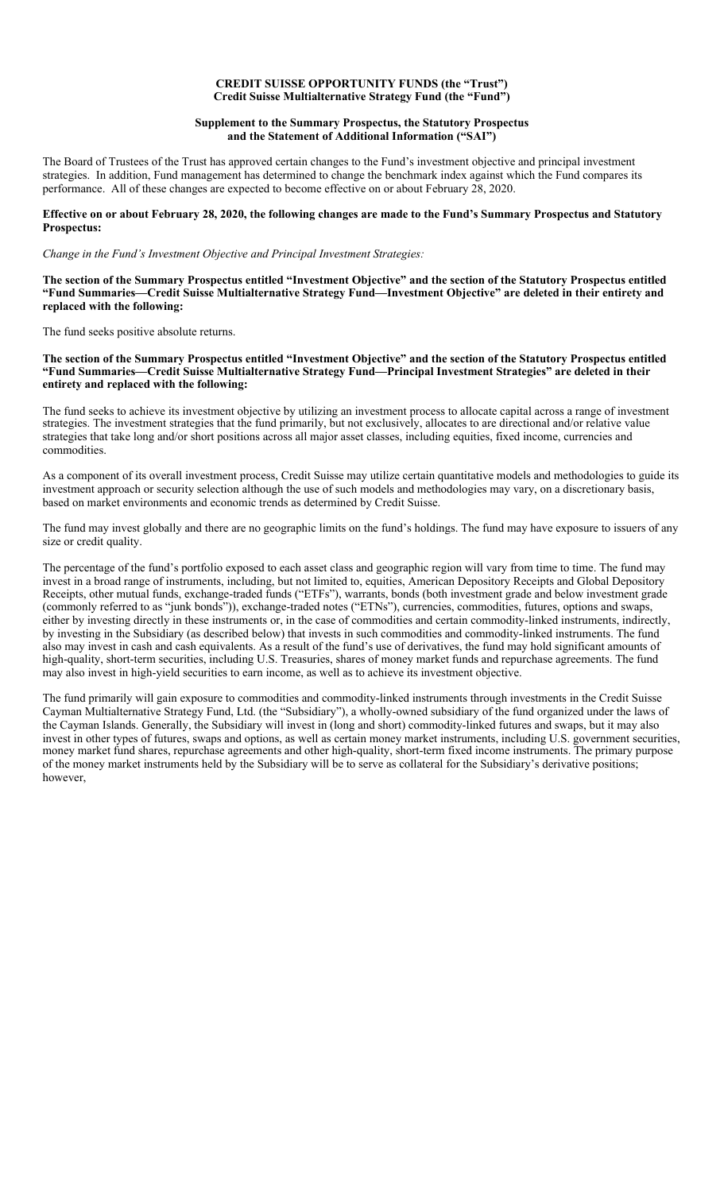**CREDIT SUISSE OPPORTUNITY FUNDS (the "Trust")**
**Credit Suisse Multialternative Strategy Fund (the "Fund")**

**Supplement to the Summary Prospectus, the Statutory Prospectus and the Statement of Additional Information ("SAI")**

The Board of Trustees of the Trust has approved certain changes to the Fund's investment objective and principal investment strategies. In addition, Fund management has determined to change the benchmark index against which the Fund compares its performance. All of these changes are expected to become effective on or about February 28, 2020.

**Effective on or about February 28, 2020, the following changes are made to the Fund's Summary Prospectus and Statutory Prospectus:**

*Change in the Fund's Investment Objective and Principal Investment Strategies:*

**The section of the Summary Prospectus entitled "Investment Objective" and the section of the Statutory Prospectus entitled "Fund Summaries—Credit Suisse Multialternative Strategy Fund—Investment Objective" are deleted in their entirety and replaced with the following:**

The fund seeks positive absolute returns.

**The section of the Summary Prospectus entitled "Investment Objective" and the section of the Statutory Prospectus entitled "Fund Summaries—Credit Suisse Multialternative Strategy Fund—Principal Investment Strategies" are deleted in their entirety and replaced with the following:**

The fund seeks to achieve its investment objective by utilizing an investment process to allocate capital across a range of investment strategies. The investment strategies that the fund primarily, but not exclusively, allocates to are directional and/or relative value strategies that take long and/or short positions across all major asset classes, including equities, fixed income, currencies and commodities.

As a component of its overall investment process, Credit Suisse may utilize certain quantitative models and methodologies to guide its investment approach or security selection although the use of such models and methodologies may vary, on a discretionary basis, based on market environments and economic trends as determined by Credit Suisse.

The fund may invest globally and there are no geographic limits on the fund's holdings. The fund may have exposure to issuers of any size or credit quality.

The percentage of the fund's portfolio exposed to each asset class and geographic region will vary from time to time. The fund may invest in a broad range of instruments, including, but not limited to, equities, American Depository Receipts and Global Depository Receipts, other mutual funds, exchange-traded funds ("ETFs"), warrants, bonds (both investment grade and below investment grade (commonly referred to as "junk bonds")), exchange-traded notes ("ETNs"), currencies, commodities, futures, options and swaps, either by investing directly in these instruments or, in the case of commodities and certain commodity-linked instruments, indirectly, by investing in the Subsidiary (as described below) that invests in such commodities and commodity-linked instruments. The fund also may invest in cash and cash equivalents. As a result of the fund's use of derivatives, the fund may hold significant amounts of high-quality, short-term securities, including U.S. Treasuries, shares of money market funds and repurchase agreements. The fund may also invest in high-yield securities to earn income, as well as to achieve its investment objective.

The fund primarily will gain exposure to commodities and commodity-linked instruments through investments in the Credit Suisse Cayman Multialternative Strategy Fund, Ltd. (the "Subsidiary"), a wholly-owned subsidiary of the fund organized under the laws of the Cayman Islands. Generally, the Subsidiary will invest in (long and short) commodity-linked futures and swaps, but it may also invest in other types of futures, swaps and options, as well as certain money market instruments, including U.S. government securities, money market fund shares, repurchase agreements and other high-quality, short-term fixed income instruments. The primary purpose of the money market instruments held by the Subsidiary will be to serve as collateral for the Subsidiary's derivative positions; however,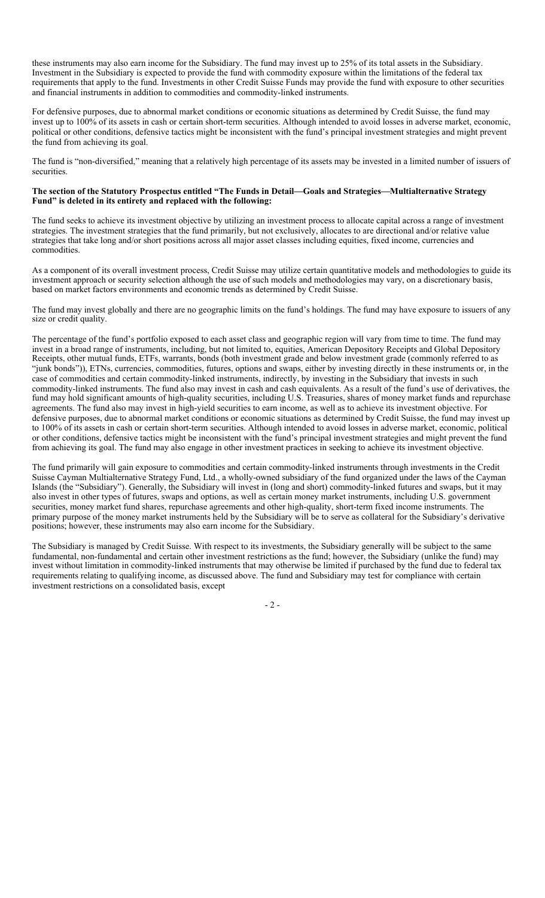these instruments may also earn income for the Subsidiary. The fund may invest up to 25% of its total assets in the Subsidiary. Investment in the Subsidiary is expected to provide the fund with commodity exposure within the limitations of the federal tax requirements that apply to the fund. Investments in other Credit Suisse Funds may provide the fund with exposure to other securities and financial instruments in addition to commodities and commodity-linked instruments.

For defensive purposes, due to abnormal market conditions or economic situations as determined by Credit Suisse, the fund may invest up to 100% of its assets in cash or certain short-term securities. Although intended to avoid losses in adverse market, economic, political or other conditions, defensive tactics might be inconsistent with the fund's principal investment strategies and might prevent the fund from achieving its goal.

The fund is "non-diversified," meaning that a relatively high percentage of its assets may be invested in a limited number of issuers of securities.

**The section of the Statutory Prospectus entitled "The Funds in Detail—Goals and Strategies—Multialternative Strategy Fund" is deleted in its entirety and replaced with the following:**

The fund seeks to achieve its investment objective by utilizing an investment process to allocate capital across a range of investment strategies. The investment strategies that the fund primarily, but not exclusively, allocates to are directional and/or relative value strategies that take long and/or short positions across all major asset classes including equities, fixed income, currencies and commodities.

As a component of its overall investment process, Credit Suisse may utilize certain quantitative models and methodologies to guide its investment approach or security selection although the use of such models and methodologies may vary, on a discretionary basis, based on market factors environments and economic trends as determined by Credit Suisse.

The fund may invest globally and there are no geographic limits on the fund's holdings. The fund may have exposure to issuers of any size or credit quality.

The percentage of the fund's portfolio exposed to each asset class and geographic region will vary from time to time. The fund may invest in a broad range of instruments, including, but not limited to, equities, American Depository Receipts and Global Depository Receipts, other mutual funds, ETFs, warrants, bonds (both investment grade and below investment grade (commonly referred to as "junk bonds")), ETNs, currencies, commodities, futures, options and swaps, either by investing directly in these instruments or, in the case of commodities and certain commodity-linked instruments, indirectly, by investing in the Subsidiary that invests in such commodity-linked instruments. The fund also may invest in cash and cash equivalents. As a result of the fund's use of derivatives, the fund may hold significant amounts of high-quality securities, including U.S. Treasuries, shares of money market funds and repurchase agreements. The fund also may invest in high-yield securities to earn income, as well as to achieve its investment objective. For defensive purposes, due to abnormal market conditions or economic situations as determined by Credit Suisse, the fund may invest up to 100% of its assets in cash or certain short-term securities. Although intended to avoid losses in adverse market, economic, political or other conditions, defensive tactics might be inconsistent with the fund's principal investment strategies and might prevent the fund from achieving its goal. The fund may also engage in other investment practices in seeking to achieve its investment objective.

The fund primarily will gain exposure to commodities and certain commodity-linked instruments through investments in the Credit Suisse Cayman Multialternative Strategy Fund, Ltd., a wholly-owned subsidiary of the fund organized under the laws of the Cayman Islands (the "Subsidiary"). Generally, the Subsidiary will invest in (long and short) commodity-linked futures and swaps, but it may also invest in other types of futures, swaps and options, as well as certain money market instruments, including U.S. government securities, money market fund shares, repurchase agreements and other high-quality, short-term fixed income instruments. The primary purpose of the money market instruments held by the Subsidiary will be to serve as collateral for the Subsidiary's derivative positions; however, these instruments may also earn income for the Subsidiary.

The Subsidiary is managed by Credit Suisse. With respect to its investments, the Subsidiary generally will be subject to the same fundamental, non-fundamental and certain other investment restrictions as the fund; however, the Subsidiary (unlike the fund) may invest without limitation in commodity-linked instruments that may otherwise be limited if purchased by the fund due to federal tax requirements relating to qualifying income, as discussed above. The fund and Subsidiary may test for compliance with certain investment restrictions on a consolidated basis, except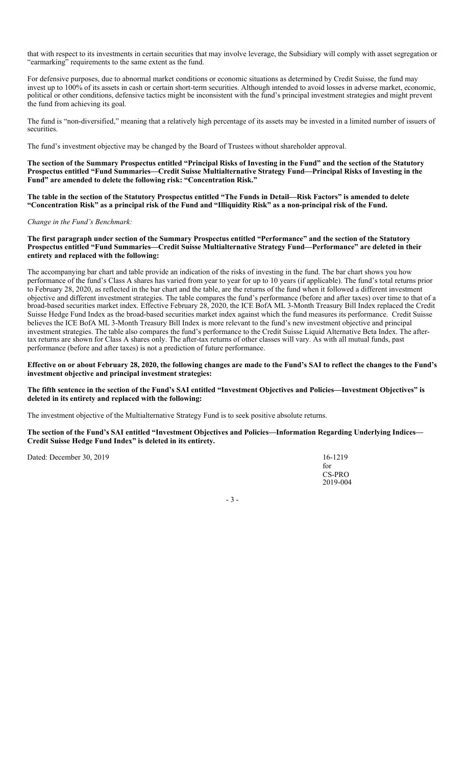that with respect to its investments in certain securities that may involve leverage, the Subsidiary will comply with asset segregation or "earmarking" requirements to the same extent as the fund.

For defensive purposes, due to abnormal market conditions or economic situations as determined by Credit Suisse, the fund may invest up to 100% of its assets in cash or certain short-term securities. Although intended to avoid losses in adverse market, economic, political or other conditions, defensive tactics might be inconsistent with the fund's principal investment strategies and might prevent the fund from achieving its goal.

The fund is "non-diversified," meaning that a relatively high percentage of its assets may be invested in a limited number of issuers of securities.

The fund's investment objective may be changed by the Board of Trustees without shareholder approval.

**The section of the Summary Prospectus entitled "Principal Risks of Investing in the Fund" and the section of the Statutory Prospectus entitled "Fund Summaries—Credit Suisse Multialternative Strategy Fund—Principal Risks of Investing in the Fund" are amended to delete the following risk: "Concentration Risk."**

**The table in the section of the Statutory Prospectus entitled "The Funds in Detail—Risk Factors" is amended to delete "Concentration Risk" as a principal risk of the Fund and "Illiquidity Risk" as a non-principal risk of the Fund.**

*Change in the Fund's Benchmark:*

**The first paragraph under section of the Summary Prospectus entitled "Performance" and the section of the Statutory Prospectus entitled "Fund Summaries—Credit Suisse Multialternative Strategy Fund—Performance" are deleted in their entirety and replaced with the following:**

The accompanying bar chart and table provide an indication of the risks of investing in the fund. The bar chart shows you how performance of the fund's Class A shares has varied from year to year for up to 10 years (if applicable). The fund's total returns prior to February 28, 2020, as reflected in the bar chart and the table, are the returns of the fund when it followed a different investment objective and different investment strategies. The table compares the fund's performance (before and after taxes) over time to that of a broad-based securities market index. Effective February 28, 2020, the ICE BofA ML 3-Month Treasury Bill Index replaced the Credit Suisse Hedge Fund Index as the broad-based securities market index against which the fund measures its performance. Credit Suisse believes the ICE BofA ML 3-Month Treasury Bill Index is more relevant to the fund's new investment objective and principal investment strategies. The table also compares the fund's performance to the Credit Suisse Liquid Alternative Beta Index. The after-tax returns are shown for Class A shares only. The after-tax returns of other classes will vary. As with all mutual funds, past performance (before and after taxes) is not a prediction of future performance.

**Effective on or about February 28, 2020, the following changes are made to the Fund's SAI to reflect the changes to the Fund's investment objective and principal investment strategies:**

**The fifth sentence in the section of the Fund's SAI entitled "Investment Objectives and Policies—Investment Objectives" is deleted in its entirety and replaced with the following:**

The investment objective of the Multialternative Strategy Fund is to seek positive absolute returns.

**The section of the Fund's SAI entitled "Investment Objectives and Policies—Information Regarding Underlying Indices—Credit Suisse Hedge Fund Index" is deleted in its entirety.**

Dated: December 30, 2019

16-1219
for
CS-PRO
2019-004